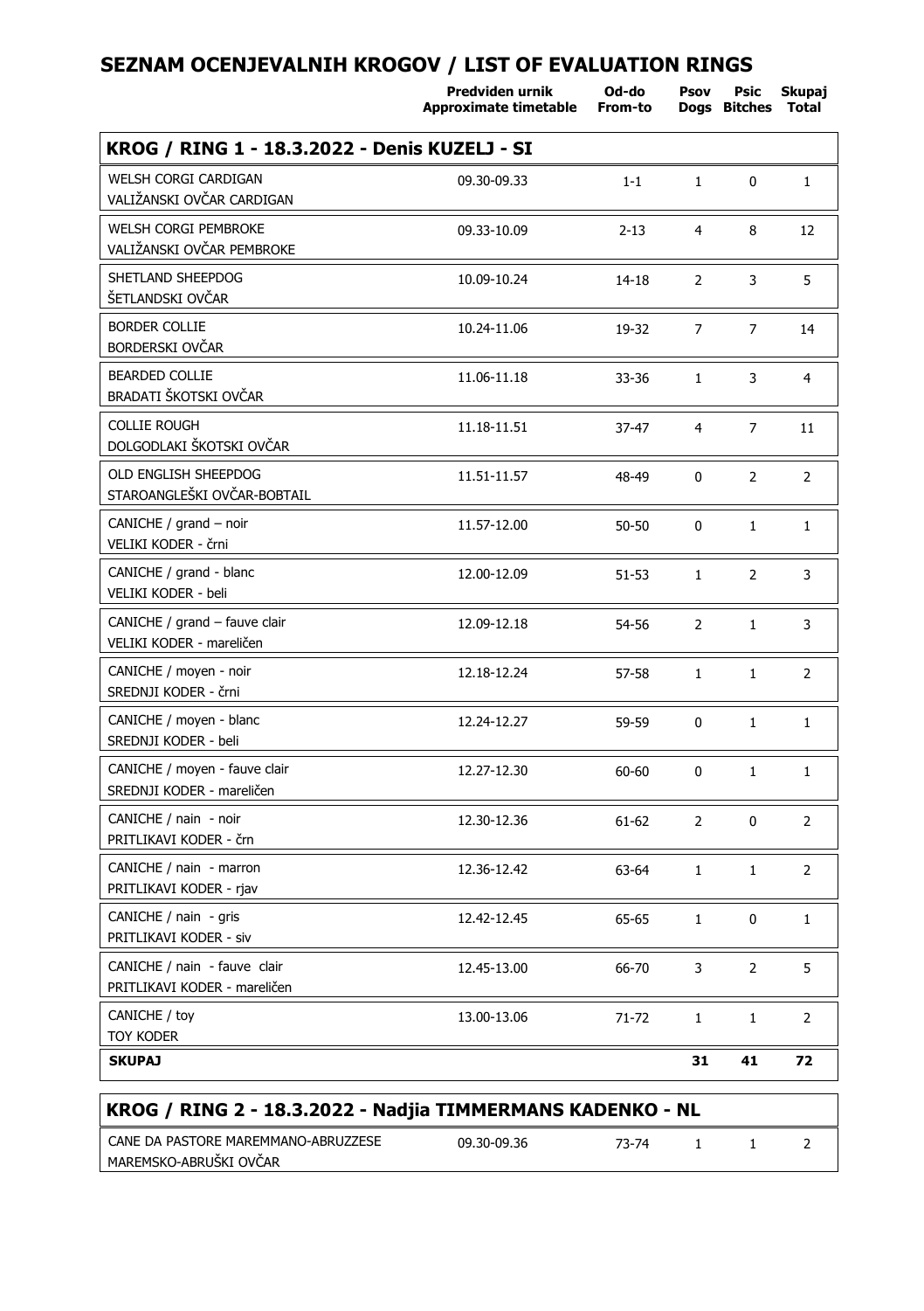# SEZNAM OCENJEVALNIH KROGOV / LIST OF EVALUATION RINGS

| | Predviden urnik Approximate timetable | Od-do From-to | Psov Dogs | Psic Bitches | Skupaj Total |
|---|---|---|---|---|---|
| **KROG / RING 1 - 18.3.2022 - Denis KUZELJ - SI** | | | | | |
| WELSH CORGI CARDIGAN VALIŽANSKI OVČAR CARDIGAN | 09.30-09.33 | 1-1 | 1 | 0 | 1 |
| WELSH CORGI PEMBROKE VALIŽANSKI OVČAR PEMBROKE | 09.33-10.09 | 2-13 | 4 | 8 | 12 |
| SHETLAND SHEEPDOG ŠETLANDSKI OVČAR | 10.09-10.24 | 14-18 | 2 | 3 | 5 |
| BORDER COLLIE BORDERSKI OVČAR | 10.24-11.06 | 19-32 | 7 | 7 | 14 |
| BEARDED COLLIE BRADATI ŠKOTSKI OVČAR | 11.06-11.18 | 33-36 | 1 | 3 | 4 |
| COLLIE ROUGH DOLGODLAKI ŠKOTSKI OVČAR | 11.18-11.51 | 37-47 | 4 | 7 | 11 |
| OLD ENGLISH SHEEPDOG STAROANGLEŠKI OVČAR-BOBTAIL | 11.51-11.57 | 48-49 | 0 | 2 | 2 |
| CANICHE / grand – noir VELIKI KODER - črni | 11.57-12.00 | 50-50 | 0 | 1 | 1 |
| CANICHE / grand - blanc VELIKI KODER - beli | 12.00-12.09 | 51-53 | 1 | 2 | 3 |
| CANICHE / grand – fauve clair VELIKI KODER - mareličen | 12.09-12.18 | 54-56 | 2 | 1 | 3 |
| CANICHE / moyen - noir SREDNJI KODER - črni | 12.18-12.24 | 57-58 | 1 | 1 | 2 |
| CANICHE / moyen - blanc SREDNJI KODER - beli | 12.24-12.27 | 59-59 | 0 | 1 | 1 |
| CANICHE / moyen - fauve clair SREDNJI KODER - mareličen | 12.27-12.30 | 60-60 | 0 | 1 | 1 |
| CANICHE / nain - noir PRITLIKAVI KODER - črn | 12.30-12.36 | 61-62 | 2 | 0 | 2 |
| CANICHE / nain - marron PRITLIKAVI KODER - rjav | 12.36-12.42 | 63-64 | 1 | 1 | 2 |
| CANICHE / nain - gris PRITLIKAVI KODER - siv | 12.42-12.45 | 65-65 | 1 | 0 | 1 |
| CANICHE / nain - fauve clair PRITLIKAVI KODER - mareličen | 12.45-13.00 | 66-70 | 3 | 2 | 5 |
| CANICHE / toy TOY KODER | 13.00-13.06 | 71-72 | 1 | 1 | 2 |
| **SKUPAJ** | | | **31** | **41** | **72** |
| **KROG / RING 2 - 18.3.2022 - Nadjia TIMMERMANS KADENKO - NL** | | | | | |
| CANE DA PASTORE MAREMMANO-ABRUZZESE MAREMSKO-ABRUŠKI OVČAR | 09.30-09.36 | 73-74 | 1 | 1 | 2 |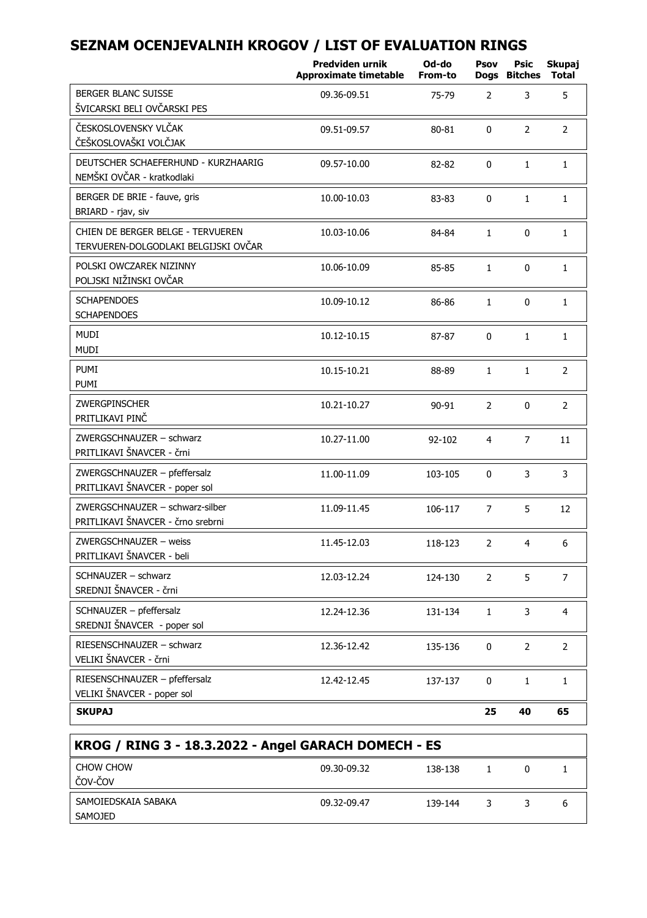## SEZNAM OCENJEVALNIH KROGOV / LIST OF EVALUATION RINGS

| | Predviden urnik Approximate timetable | Od-do From-to | Psov Dogs | Psic Bitches | Skupaj Total |
|---|---|---|---|---|---|
| BERGER BLANC SUISSE<br>ŠVICARSKI BELI OVČARSKI PES | 09.36-09.51 | 75-79 | 2 | 3 | 5 |
| ČESKOSLOVENSKY VLČAK<br>ČEŠKOSLOVAŠKI VOLČJAK | 09.51-09.57 | 80-81 | 0 | 2 | 2 |
| DEUTSCHER SCHAEFERHUND - KURZHAARIG<br>NEMŠKI OVČAR - kratkodlaki | 09.57-10.00 | 82-82 | 0 | 1 | 1 |
| BERGER DE BRIE - fauve, gris<br>BRIARD - rjav, siv | 10.00-10.03 | 83-83 | 0 | 1 | 1 |
| CHIEN DE BERGER BELGE - TERVUEREN<br>TERVUEREN-DOLGODLAKI BELGIJSKI OVČAR | 10.03-10.06 | 84-84 | 1 | 0 | 1 |
| POLSKI OWCZAREK NIZINNY<br>POLJSKI NIŽINSKI OVČAR | 10.06-10.09 | 85-85 | 1 | 0 | 1 |
| SCHAPENDOES<br>SCHAPENDOES | 10.09-10.12 | 86-86 | 1 | 0 | 1 |
| MUDI<br>MUDI | 10.12-10.15 | 87-87 | 0 | 1 | 1 |
| PUMI<br>PUMI | 10.15-10.21 | 88-89 | 1 | 1 | 2 |
| ZWERGPINSCHER<br>PRITLIKAVI PINČ | 10.21-10.27 | 90-91 | 2 | 0 | 2 |
| ZWERGSCHNAUZER – schwarz<br>PRITLIKAVI ŠNAVCER - črni | 10.27-11.00 | 92-102 | 4 | 7 | 11 |
| ZWERGSCHNAUZER – pfeffersalz<br>PRITLIKAVI ŠNAVCER - poper sol | 11.00-11.09 | 103-105 | 0 | 3 | 3 |
| ZWERGSCHNAUZER – schwarz-silber<br>PRITLIKAVI ŠNAVCER - črno srebrni | 11.09-11.45 | 106-117 | 7 | 5 | 12 |
| ZWERGSCHNAUZER – weiss<br>PRITLIKAVI ŠNAVCER - beli | 11.45-12.03 | 118-123 | 2 | 4 | 6 |
| SCHNAUZER – schwarz<br>SREDNJI ŠNAVCER - črni | 12.03-12.24 | 124-130 | 2 | 5 | 7 |
| SCHNAUZER – pfeffersalz<br>SREDNJI ŠNAVCER - poper sol | 12.24-12.36 | 131-134 | 1 | 3 | 4 |
| RIESENSCHNAUZER – schwarz<br>VELIKI ŠNAVCER - črni | 12.36-12.42 | 135-136 | 0 | 2 | 2 |
| RIESENSCHNAUZER – pfeffersalz<br>VELIKI ŠNAVCER - poper sol | 12.42-12.45 | 137-137 | 0 | 1 | 1 |
| **SKUPAJ** | | | **25** | **40** | **65** |

### KROG / RING 3 - 18.3.2022 - Angel GARACH DOMECH - ES

| | Predviden urnik Approximate timetable | Od-do From-to | Psov Dogs | Psic Bitches | Skupaj Total |
|---|---|---|---|---|---|
| CHOW CHOW<br>ČOV-ČOV | 09.30-09.32 | 138-138 | 1 | 0 | 1 |
| SAMOIEDSKAIA SABAKA<br>SAMOJED | 09.32-09.47 | 139-144 | 3 | 3 | 6 |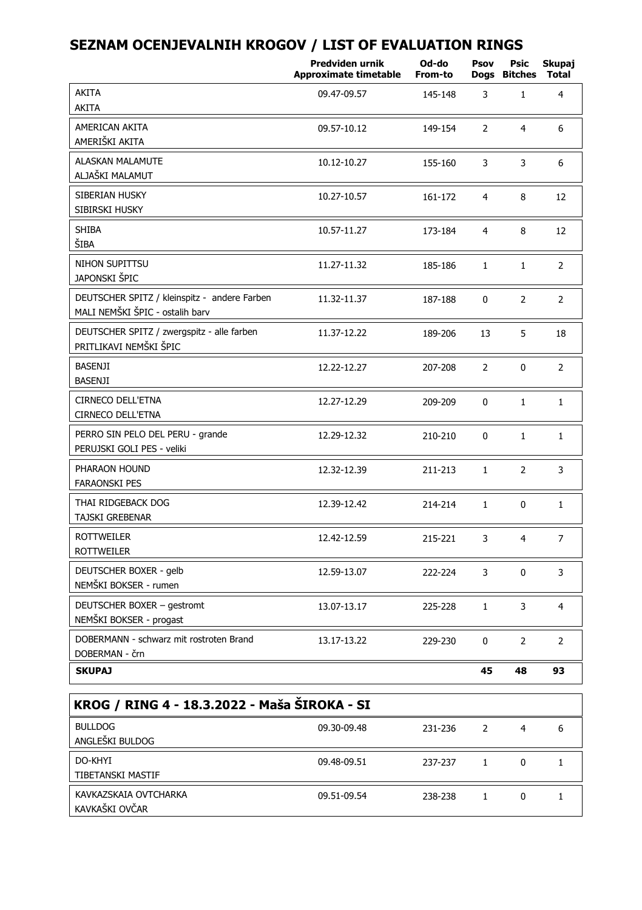## SEZNAM OCENJEVALNIH KROGOV / LIST OF EVALUATION RINGS

| | Predviden urnik Approximate timetable | Od-do From-to | Psov Dogs | Psic Bitches | Skupaj Total |
|---|---|---|---|---|---|
| AKITA<br>AKITA | 09.47-09.57 | 145-148 | 3 | 1 | 4 |
| AMERICAN AKITA<br>AMERIŠKI AKITA | 09.57-10.12 | 149-154 | 2 | 4 | 6 |
| ALASKAN MALAMUTE<br>ALJAŠKI MALAMUT | 10.12-10.27 | 155-160 | 3 | 3 | 6 |
| SIBERIAN HUSKY<br>SIBIRSKI HUSKY | 10.27-10.57 | 161-172 | 4 | 8 | 12 |
| SHIBA<br>ŠIBA | 10.57-11.27 | 173-184 | 4 | 8 | 12 |
| NIHON SUPITTSU<br>JAPONSKI ŠPIC | 11.27-11.32 | 185-186 | 1 | 1 | 2 |
| DEUTSCHER SPITZ / kleinspitz - andere Farben<br>MALI NEMŠKI ŠPIC - ostalih barv | 11.32-11.37 | 187-188 | 0 | 2 | 2 |
| DEUTSCHER SPITZ / zwergspitz - alle farben<br>PRITLIKAVI NEMŠKI ŠPIC | 11.37-12.22 | 189-206 | 13 | 5 | 18 |
| BASENJI<br>BASENJI | 12.22-12.27 | 207-208 | 2 | 0 | 2 |
| CIRNECO DELL'ETNA<br>CIRNECO DELL'ETNA | 12.27-12.29 | 209-209 | 0 | 1 | 1 |
| PERRO SIN PELO DEL PERU - grande<br>PERUJSKI GOLI PES - veliki | 12.29-12.32 | 210-210 | 0 | 1 | 1 |
| PHARAON HOUND<br>FARAONSKI PES | 12.32-12.39 | 211-213 | 1 | 2 | 3 |
| THAI RIDGEBACK DOG<br>TAJSKI GREBENAR | 12.39-12.42 | 214-214 | 1 | 0 | 1 |
| ROTTWEILER<br>ROTTWEILER | 12.42-12.59 | 215-221 | 3 | 4 | 7 |
| DEUTSCHER BOXER - gelb<br>NEMŠKI BOKSER - rumen | 12.59-13.07 | 222-224 | 3 | 0 | 3 |
| DEUTSCHER BOXER – gestromt<br>NEMŠKI BOKSER - progast | 13.07-13.17 | 225-228 | 1 | 3 | 4 |
| DOBERMANN - schwarz mit rostroten Brand<br>DOBERMAN - črn | 13.17-13.22 | 229-230 | 0 | 2 | 2 |
| **SKUPAJ** | | | **45** | **48** | **93** |

## KROG / RING 4 - 18.3.2022 - Maša ŠIROKA - SI

| | Predviden urnik Approximate timetable | Od-do From-to | Psov Dogs | Psic Bitches | Skupaj Total |
|---|---|---|---|---|---|
| BULLDOG<br>ANGLEŠKI BULDOG | 09.30-09.48 | 231-236 | 2 | 4 | 6 |
| DO-KHYI<br>TIBETANSKI MASTIF | 09.48-09.51 | 237-237 | 1 | 0 | 1 |
| KAVKAZSKAIA OVTCHARKA<br>KAVKAŠKI OVČAR | 09.51-09.54 | 238-238 | 1 | 0 | 1 |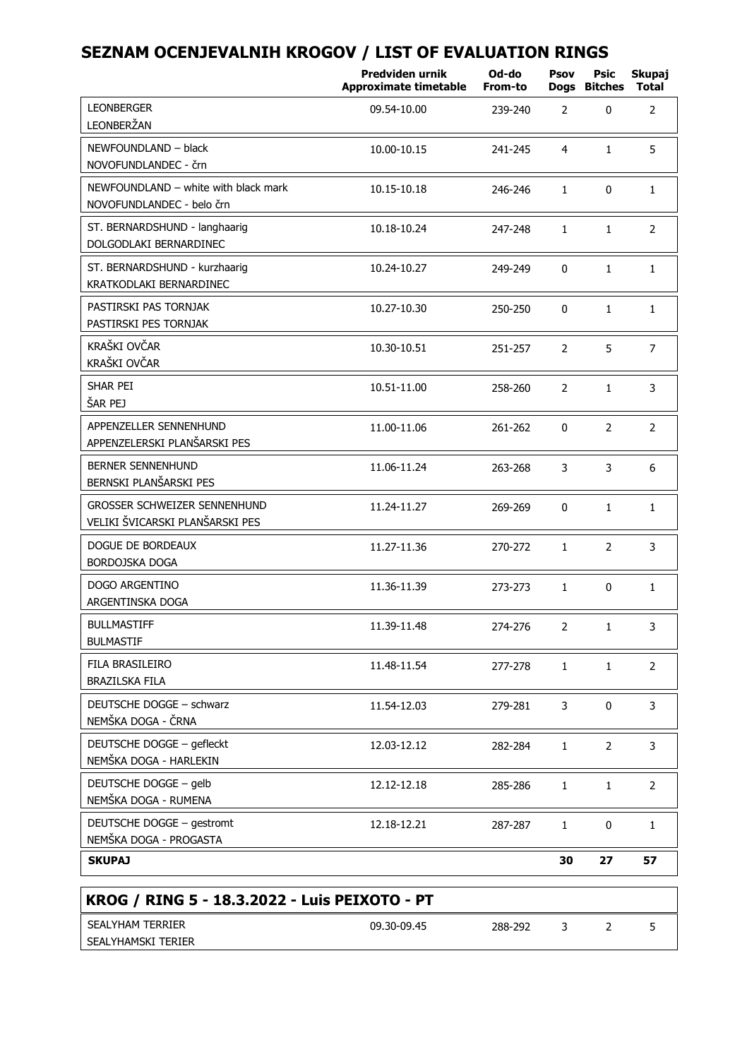## SEZNAM OCENJEVALNIH KROGOV / LIST OF EVALUATION RINGS

| | Predviden urnik Approximate timetable | Od-do From-to | Psov Dogs | Psic Bitches | Skupaj Total |
|---|---|---|---|---|---|
| LEONBERGER<br>LEONBERŽAN | 09.54-10.00 | 239-240 | 2 | 0 | 2 |
| NEWFOUNDLAND – black<br>NOVOFUNDLANDEC - črn | 10.00-10.15 | 241-245 | 4 | 1 | 5 |
| NEWFOUNDLAND – white with black mark<br>NOVOFUNDLANDEC - belo črn | 10.15-10.18 | 246-246 | 1 | 0 | 1 |
| ST. BERNARDSHUND - langhaarig<br>DOLGODLAKI BERNARDINEC | 10.18-10.24 | 247-248 | 1 | 1 | 2 |
| ST. BERNARDSHUND - kurzhaarig<br>KRATKODLAKI BERNARDINEC | 10.24-10.27 | 249-249 | 0 | 1 | 1 |
| PASTIRSKI PAS TORNJAK<br>PASTIRSKI PES TORNJAK | 10.27-10.30 | 250-250 | 0 | 1 | 1 |
| KRAŠKI OVČAR<br>KRAŠKI OVČAR | 10.30-10.51 | 251-257 | 2 | 5 | 7 |
| SHAR PEI<br>ŠAR PEJ | 10.51-11.00 | 258-260 | 2 | 1 | 3 |
| APPENZELLER SENNENHUND<br>APPENZELERSKI PLANŠARSKI PES | 11.00-11.06 | 261-262 | 0 | 2 | 2 |
| BERNER SENNENHUND<br>BERNSKI PLANŠARSKI PES | 11.06-11.24 | 263-268 | 3 | 3 | 6 |
| GROSSER SCHWEIZER SENNENHUND<br>VELIKI ŠVICARSKI PLANŠARSKI PES | 11.24-11.27 | 269-269 | 0 | 1 | 1 |
| DOGUE DE BORDEAUX<br>BORDOJSKA DOGA | 11.27-11.36 | 270-272 | 1 | 2 | 3 |
| DOGO ARGENTINO<br>ARGENTINSKA DOGA | 11.36-11.39 | 273-273 | 1 | 0 | 1 |
| BULLMASTIFF<br>BULMASTIF | 11.39-11.48 | 274-276 | 2 | 1 | 3 |
| FILA BRASILEIRO<br>BRAZILSKA FILA | 11.48-11.54 | 277-278 | 1 | 1 | 2 |
| DEUTSCHE DOGGE – schwarz<br>NEMŠKA DOGA - ČRNA | 11.54-12.03 | 279-281 | 3 | 0 | 3 |
| DEUTSCHE DOGGE – gefleckt<br>NEMŠKA DOGA - HARLEKIN | 12.03-12.12 | 282-284 | 1 | 2 | 3 |
| DEUTSCHE DOGGE – gelb<br>NEMŠKA DOGA - RUMENA | 12.12-12.18 | 285-286 | 1 | 1 | 2 |
| DEUTSCHE DOGGE – gestromt<br>NEMŠKA DOGA - PROGASTA | 12.18-12.21 | 287-287 | 1 | 0 | 1 |
| **SKUPAJ** | | | **30** | **27** | **57** |

## KROG / RING 5 - 18.3.2022 - Luis PEIXOTO - PT

| | | | | | |
|---|---|---|---|---|---|
| SEALYHAM TERRIER<br>SEALYHAMSKI TERIER | 09.30-09.45 | 288-292 | 3 | 2 | 5 |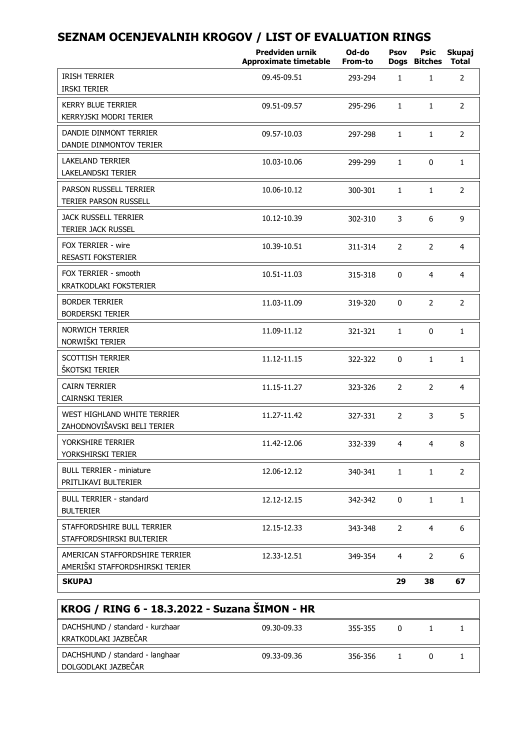## SEZNAM OCENJEVALNIH KROGOV / LIST OF EVALUATION RINGS

| | Predviden urnik Approximate timetable | Od-do From-to | Psov Dogs | Psic Bitches | Skupaj Total |
|---|---|---|---|---|---|
| IRISH TERRIER<br>IRSKI TERIER | 09.45-09.51 | 293-294 | 1 | 1 | 2 |
| KERRY BLUE TERRIER<br>KERRYJSKI MODRI TERIER | 09.51-09.57 | 295-296 | 1 | 1 | 2 |
| DANDIE DINMONT TERRIER<br>DANDIE DINMONTOV TERIER | 09.57-10.03 | 297-298 | 1 | 1 | 2 |
| LAKELAND TERRIER<br>LAKELANDSKI TERIER | 10.03-10.06 | 299-299 | 1 | 0 | 1 |
| PARSON RUSSELL TERRIER<br>TERIER PARSON RUSSELL | 10.06-10.12 | 300-301 | 1 | 1 | 2 |
| JACK RUSSELL TERRIER<br>TERIER JACK RUSSEL | 10.12-10.39 | 302-310 | 3 | 6 | 9 |
| FOX TERRIER - wire<br>RESASTI FOKSTERIER | 10.39-10.51 | 311-314 | 2 | 2 | 4 |
| FOX TERRIER - smooth<br>KRATKODLAKI FOKSTERIER | 10.51-11.03 | 315-318 | 0 | 4 | 4 |
| BORDER TERRIER<br>BORDERSKI TERIER | 11.03-11.09 | 319-320 | 0 | 2 | 2 |
| NORWICH TERRIER<br>NORWIŠKI TERIER | 11.09-11.12 | 321-321 | 1 | 0 | 1 |
| SCOTTISH TERRIER<br>ŠKOTSKI TERIER | 11.12-11.15 | 322-322 | 0 | 1 | 1 |
| CAIRN TERRIER<br>CAIRNSKI TERIER | 11.15-11.27 | 323-326 | 2 | 2 | 4 |
| WEST HIGHLAND WHITE TERRIER<br>ZAHODNOVIŠAVSKI BELI TERIER | 11.27-11.42 | 327-331 | 2 | 3 | 5 |
| YORKSHIRE TERRIER<br>YORKSHIRSKI TERIER | 11.42-12.06 | 332-339 | 4 | 4 | 8 |
| BULL TERRIER - miniature<br>PRITLIKAVI BULTERIER | 12.06-12.12 | 340-341 | 1 | 1 | 2 |
| BULL TERRIER - standard<br>BULTERIER | 12.12-12.15 | 342-342 | 0 | 1 | 1 |
| STAFFORDSHIRE BULL TERRIER<br>STAFFORDSHIRSKI BULTERIER | 12.15-12.33 | 343-348 | 2 | 4 | 6 |
| AMERICAN STAFFORDSHIRE TERRIER<br>AMERIŠKI STAFFORDSHIRSKI TERIER | 12.33-12.51 | 349-354 | 4 | 2 | 6 |
| **SKUPAJ** | | | **29** | **38** | **67** |

### KROG / RING 6 - 18.3.2022 - Suzana ŠIMON - HR

| | Predviden urnik Approximate timetable | Od-do From-to | Psov Dogs | Psic Bitches | Skupaj Total |
|---|---|---|---|---|---|
| DACHSHUND / standard - kurzhaar<br>KRATKODLAKI JAZBEČAR | 09.30-09.33 | 355-355 | 0 | 1 | 1 |
| DACHSHUND / standard - langhaar<br>DOLGODLAKI JAZBEČAR | 09.33-09.36 | 356-356 | 1 | 0 | 1 |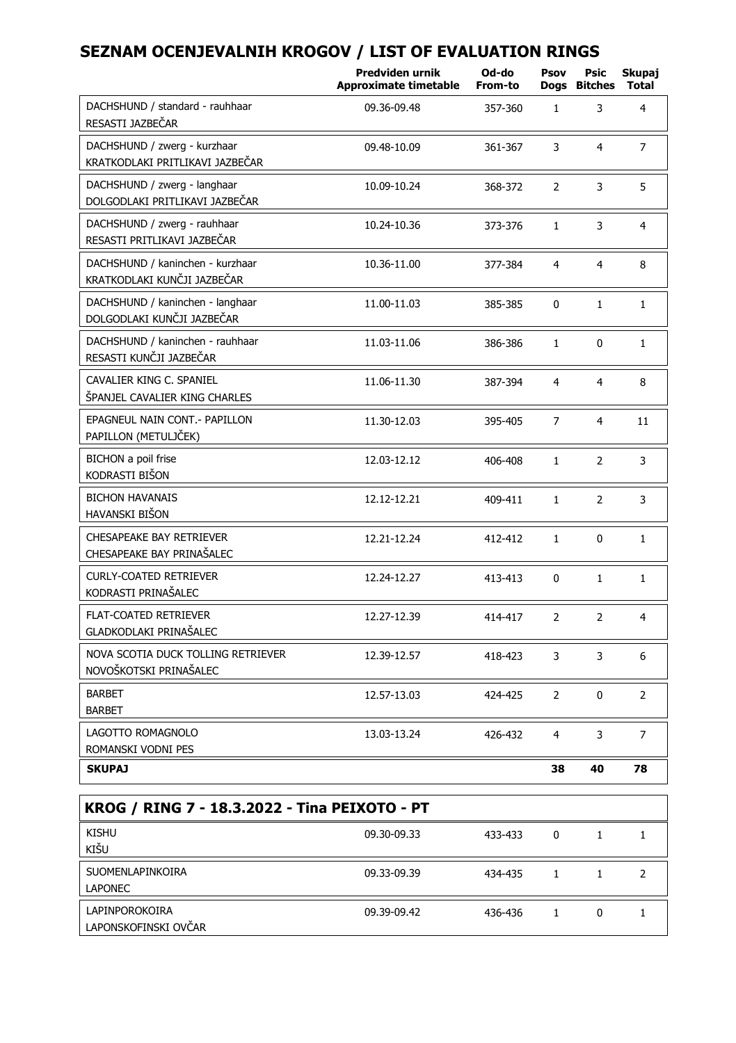## SEZNAM OCENJEVALNIH KROGOV / LIST OF EVALUATION RINGS

| | Predviden urnik Approximate timetable | Od-do From-to | Psov Dogs | Psic Bitches | Skupaj Total |
|---|---|---|---|---|---|
| DACHSHUND / standard - rauhhaar<br>RESASTI JAZBEČAR | 09.36-09.48 | 357-360 | 1 | 3 | 4 |
| DACHSHUND / zwerg - kurzhaar<br>KRATKODLAKI PRITLIKAVI JAZBEČAR | 09.48-10.09 | 361-367 | 3 | 4 | 7 |
| DACHSHUND / zwerg - langhaar<br>DOLGODLAKI PRITLIKAVI JAZBEČAR | 10.09-10.24 | 368-372 | 2 | 3 | 5 |
| DACHSHUND / zwerg - rauhhaar<br>RESASTI PRITLIKAVI JAZBEČAR | 10.24-10.36 | 373-376 | 1 | 3 | 4 |
| DACHSHUND / kaninchen - kurzhaar<br>KRATKODLAKI KUNČJI JAZBEČAR | 10.36-11.00 | 377-384 | 4 | 4 | 8 |
| DACHSHUND / kaninchen - langhaar<br>DOLGODLAKI KUNČJI JAZBEČAR | 11.00-11.03 | 385-385 | 0 | 1 | 1 |
| DACHSHUND / kaninchen - rauhhaar<br>RESASTI KUNČJI JAZBEČAR | 11.03-11.06 | 386-386 | 1 | 0 | 1 |
| CAVALIER KING C. SPANIEL<br>ŠPANJEL CAVALIER KING CHARLES | 11.06-11.30 | 387-394 | 4 | 4 | 8 |
| EPAGNEUL NAIN CONT.- PAPILLON<br>PAPILLON (METULJČEK) | 11.30-12.03 | 395-405 | 7 | 4 | 11 |
| BICHON a poil frise<br>KODRASTI BIŠON | 12.03-12.12 | 406-408 | 1 | 2 | 3 |
| BICHON HAVANAIS<br>HAVANSKI BIŠON | 12.12-12.21 | 409-411 | 1 | 2 | 3 |
| CHESAPEAKE BAY RETRIEVER<br>CHESAPEAKE BAY PRINAŠALEC | 12.21-12.24 | 412-412 | 1 | 0 | 1 |
| CURLY-COATED RETRIEVER<br>KODRASTI PRINAŠALEC | 12.24-12.27 | 413-413 | 0 | 1 | 1 |
| FLAT-COATED RETRIEVER<br>GLADKODLAKI PRINAŠALEC | 12.27-12.39 | 414-417 | 2 | 2 | 4 |
| NOVA SCOTIA DUCK TOLLING RETRIEVER<br>NOVOŠKOTSKI PRINAŠALEC | 12.39-12.57 | 418-423 | 3 | 3 | 6 |
| BARBET<br>BARBET | 12.57-13.03 | 424-425 | 2 | 0 | 2 |
| LAGOTTO ROMAGNOLO<br>ROMANSKI VODNI PES | 13.03-13.24 | 426-432 | 4 | 3 | 7 |
| **SKUPAJ** | | | **38** | **40** | **78** |

### KROG / RING 7 - 18.3.2022 - Tina PEIXOTO - PT

| | Predviden urnik Approximate timetable | Od-do From-to | Psov Dogs | Psic Bitches | Skupaj Total |
|---|---|---|---|---|---|
| KISHU<br>KIŠU | 09.30-09.33 | 433-433 | 0 | 1 | 1 |
| SUOMENLAPINKOIRA<br>LAPONEC | 09.33-09.39 | 434-435 | 1 | 1 | 2 |
| LAPINPOROKOIRA<br>LAPONSKOFINSKI OVČAR | 09.39-09.42 | 436-436 | 1 | 0 | 1 |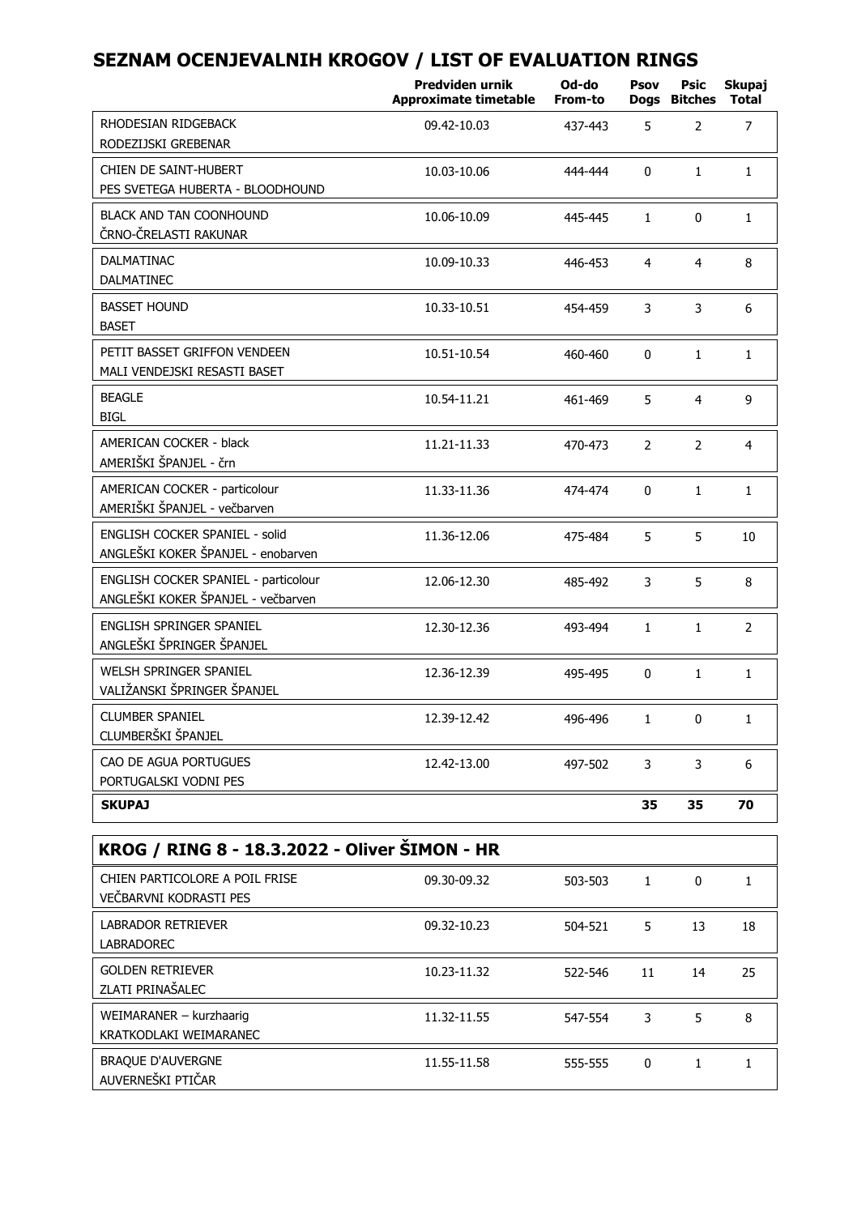# SEZNAM OCENJEVALNIH KROGOV / LIST OF EVALUATION RINGS

| | Predviden urnik Approximate timetable | Od-do From-to | Psov Dogs | Psic Bitches | Skupaj Total |
|---|---|---|---|---|---|
| RHODESIAN RIDGEBACK RODEZIJSKI GREBENAR | 09.42-10.03 | 437-443 | 5 | 2 | 7 |
| CHIEN DE SAINT-HUBERT PES SVETEGA HUBERTA - BLOODHOUND | 10.03-10.06 | 444-444 | 0 | 1 | 1 |
| BLACK AND TAN COONHOUND ČRNO-ČRELASTI RAKUNAR | 10.06-10.09 | 445-445 | 1 | 0 | 1 |
| DALMATINAC DALMATINEC | 10.09-10.33 | 446-453 | 4 | 4 | 8 |
| BASSET HOUND BASET | 10.33-10.51 | 454-459 | 3 | 3 | 6 |
| PETIT BASSET GRIFFON VENDEEN MALI VENDEJSKI RESASTI BASET | 10.51-10.54 | 460-460 | 0 | 1 | 1 |
| BEAGLE BIGL | 10.54-11.21 | 461-469 | 5 | 4 | 9 |
| AMERICAN COCKER - black AMERIŠKI ŠPANJEL - črn | 11.21-11.33 | 470-473 | 2 | 2 | 4 |
| AMERICAN COCKER - particolour AMERIŠKI ŠPANJEL - večbarven | 11.33-11.36 | 474-474 | 0 | 1 | 1 |
| ENGLISH COCKER SPANIEL - solid ANGLEŠKI KOKER ŠPANJEL - enobarven | 11.36-12.06 | 475-484 | 5 | 5 | 10 |
| ENGLISH COCKER SPANIEL - particolour ANGLEŠKI KOKER ŠPANJEL - večbarven | 12.06-12.30 | 485-492 | 3 | 5 | 8 |
| ENGLISH SPRINGER SPANIEL ANGLEŠKI ŠPRINGER ŠPANJEL | 12.30-12.36 | 493-494 | 1 | 1 | 2 |
| WELSH SPRINGER SPANIEL VALIŽANSKI ŠPRINGER ŠPANJEL | 12.36-12.39 | 495-495 | 0 | 1 | 1 |
| CLUMBER SPANIEL CLUMBERŠKI ŠPANJEL | 12.39-12.42 | 496-496 | 1 | 0 | 1 |
| CAO DE AGUA PORTUGUES PORTUGALSKI VODNI PES | 12.42-13.00 | 497-502 | 3 | 3 | 6 |
| **SKUPAJ** | | | **35** | **35** | **70** |

## KROG / RING 8 - 18.3.2022 - Oliver ŠIMON - HR

| | Predviden urnik Approximate timetable | Od-do From-to | Psov Dogs | Psic Bitches | Skupaj Total |
|---|---|---|---|---|---|
| CHIEN PARTICOLORE A POIL FRISE VEČBARVNI KODRASTI PES | 09.30-09.32 | 503-503 | 1 | 0 | 1 |
| LABRADOR RETRIEVER LABRADOREC | 09.32-10.23 | 504-521 | 5 | 13 | 18 |
| GOLDEN RETRIEVER ZLATI PRINAŠALEC | 10.23-11.32 | 522-546 | 11 | 14 | 25 |
| WEIMARANER – kurzhaarig KRATKODLAKI WEIMARANEC | 11.32-11.55 | 547-554 | 3 | 5 | 8 |
| BRAQUE D'AUVERGNE AUVERNEŠKI PTIČAR | 11.55-11.58 | 555-555 | 0 | 1 | 1 |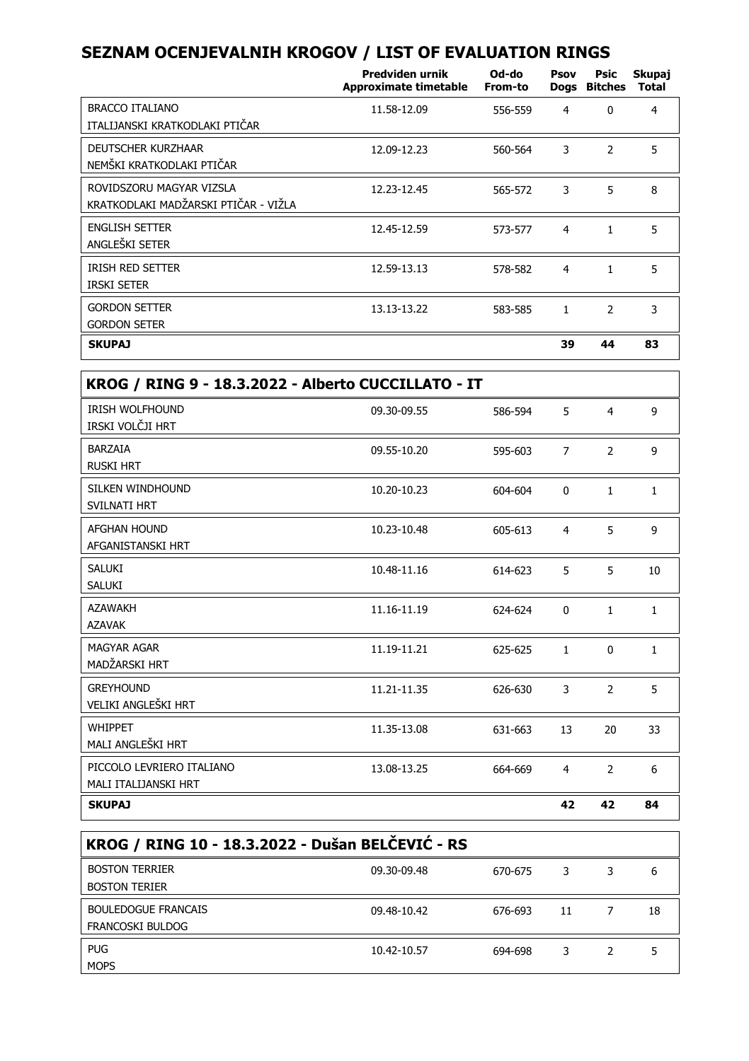## SEZNAM OCENJEVALNIH KROGOV / LIST OF EVALUATION RINGS

| | Predviden urnik Approximate timetable | Od-do From-to | Psov Dogs | Psic Bitches | Skupaj Total |
|---|---|---|---|---|---|
| BRACCO ITALIANO<br>ITALIJANSKI KRATKODLAKI PTIČAR | 11.58-12.09 | 556-559 | 4 | 0 | 4 |
| DEUTSCHER KURZHAAR<br>NEMŠKI KRATKODLAKI PTIČAR | 12.09-12.23 | 560-564 | 3 | 2 | 5 |
| ROVIDSZORU MAGYAR VIZSLA<br>KRATKODLAKI MADŽARSKI PTIČAR - VIŽLA | 12.23-12.45 | 565-572 | 3 | 5 | 8 |
| ENGLISH SETTER<br>ANGLEŠKI SETER | 12.45-12.59 | 573-577 | 4 | 1 | 5 |
| IRISH RED SETTER<br>IRSKI SETER | 12.59-13.13 | 578-582 | 4 | 1 | 5 |
| GORDON SETTER<br>GORDON SETER | 13.13-13.22 | 583-585 | 1 | 2 | 3 |
| **SKUPAJ** | | | **39** | **44** | **83** |

### KROG / RING 9 - 18.3.2022 - Alberto CUCCILLATO - IT

| | Predviden urnik Approximate timetable | Od-do From-to | Psov Dogs | Psic Bitches | Skupaj Total |
|---|---|---|---|---|---|
| IRISH WOLFHOUND<br>IRSKI VOLČJI HRT | 09.30-09.55 | 586-594 | 5 | 4 | 9 |
| BARZAIA<br>RUSKI HRT | 09.55-10.20 | 595-603 | 7 | 2 | 9 |
| SILKEN WINDHOUND<br>SVILNATI HRT | 10.20-10.23 | 604-604 | 0 | 1 | 1 |
| AFGHAN HOUND<br>AFGANISTANSKI HRT | 10.23-10.48 | 605-613 | 4 | 5 | 9 |
| SALUKI<br>SALUKI | 10.48-11.16 | 614-623 | 5 | 5 | 10 |
| AZAWAKH<br>AZAVAK | 11.16-11.19 | 624-624 | 0 | 1 | 1 |
| MAGYAR AGAR<br>MADŽARSKI HRT | 11.19-11.21 | 625-625 | 1 | 0 | 1 |
| GREYHOUND<br>VELIKI ANGLEŠKI HRT | 11.21-11.35 | 626-630 | 3 | 2 | 5 |
| WHIPPET<br>MALI ANGLEŠKI HRT | 11.35-13.08 | 631-663 | 13 | 20 | 33 |
| PICCOLO LEVRIERO ITALIANO<br>MALI ITALIJANSKI HRT | 13.08-13.25 | 664-669 | 4 | 2 | 6 |
| **SKUPAJ** | | | **42** | **42** | **84** |

### KROG / RING 10 - 18.3.2022 - Dušan BELČEVIĆ - RS

| | Predviden urnik Approximate timetable | Od-do From-to | Psov Dogs | Psic Bitches | Skupaj Total |
|---|---|---|---|---|---|
| BOSTON TERRIER<br>BOSTON TERIER | 09.30-09.48 | 670-675 | 3 | 3 | 6 |
| BOULEDOGUE FRANCAIS<br>FRANCOSKI BULDOG | 09.48-10.42 | 676-693 | 11 | 7 | 18 |
| PUG<br>MOPS | 10.42-10.57 | 694-698 | 3 | 2 | 5 |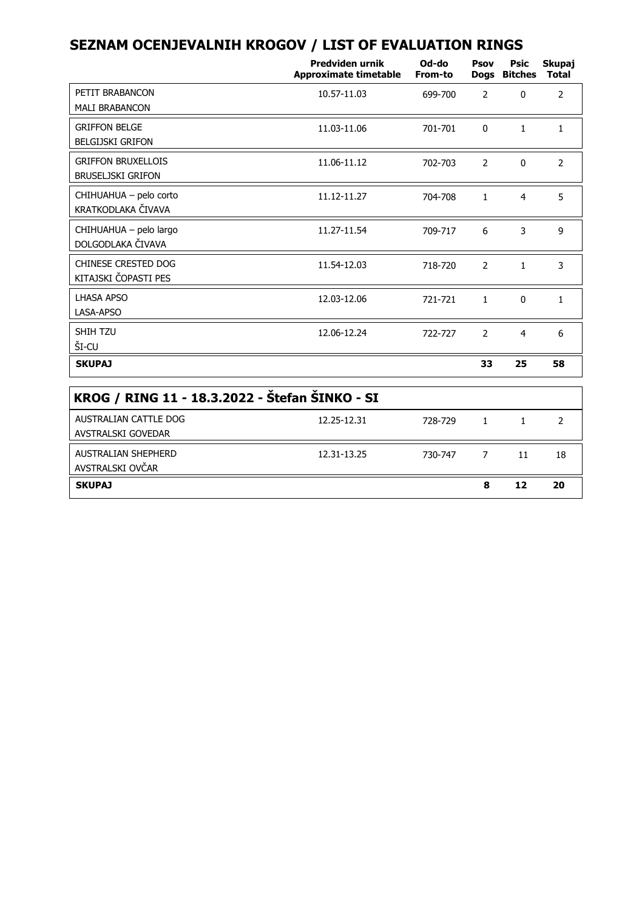# SEZNAM OCENJEVALNIH KROGOV / LIST OF EVALUATION RINGS

| | Predviden urnik Approximate timetable | Od-do From-to | Psov Dogs | Psic Bitches | Skupaj Total |
|---|---|---|---|---|---|
| PETIT BRABANCON<br>MALI BRABANCON | 10.57-11.03 | 699-700 | 2 | 0 | 2 |
| GRIFFON BELGE<br>BELGIJSKI GRIFON | 11.03-11.06 | 701-701 | 0 | 1 | 1 |
| GRIFFON BRUXELLOIS<br>BRUSELJSKI GRIFON | 11.06-11.12 | 702-703 | 2 | 0 | 2 |
| CHIHUAHUA – pelo corto<br>KRATKODLAKA ČIVAVA | 11.12-11.27 | 704-708 | 1 | 4 | 5 |
| CHIHUAHUA – pelo largo<br>DOLGODLAKA ČIVAVA | 11.27-11.54 | 709-717 | 6 | 3 | 9 |
| CHINESE CRESTED DOG<br>KITAJSKI ČOPASTI PES | 11.54-12.03 | 718-720 | 2 | 1 | 3 |
| LHASA APSO<br>LASA-APSO | 12.03-12.06 | 721-721 | 1 | 0 | 1 |
| SHIH TZU<br>ŠI-CU | 12.06-12.24 | 722-727 | 2 | 4 | 6 |
| **SKUPAJ** | | | **33** | **25** | **58** |

## KROG / RING 11 - 18.3.2022 - Štefan ŠINKO - SI

| | | | | | |
|---|---|---|---|---|---|
| AUSTRALIAN CATTLE DOG<br>AVSTRALSKI GOVEDAR | 12.25-12.31 | 728-729 | 1 | 1 | 2 |
| AUSTRALIAN SHEPHERD<br>AVSTRALSKI OVČAR | 12.31-13.25 | 730-747 | 7 | 11 | 18 |
| **SKUPAJ** | | | **8** | **12** | **20** |